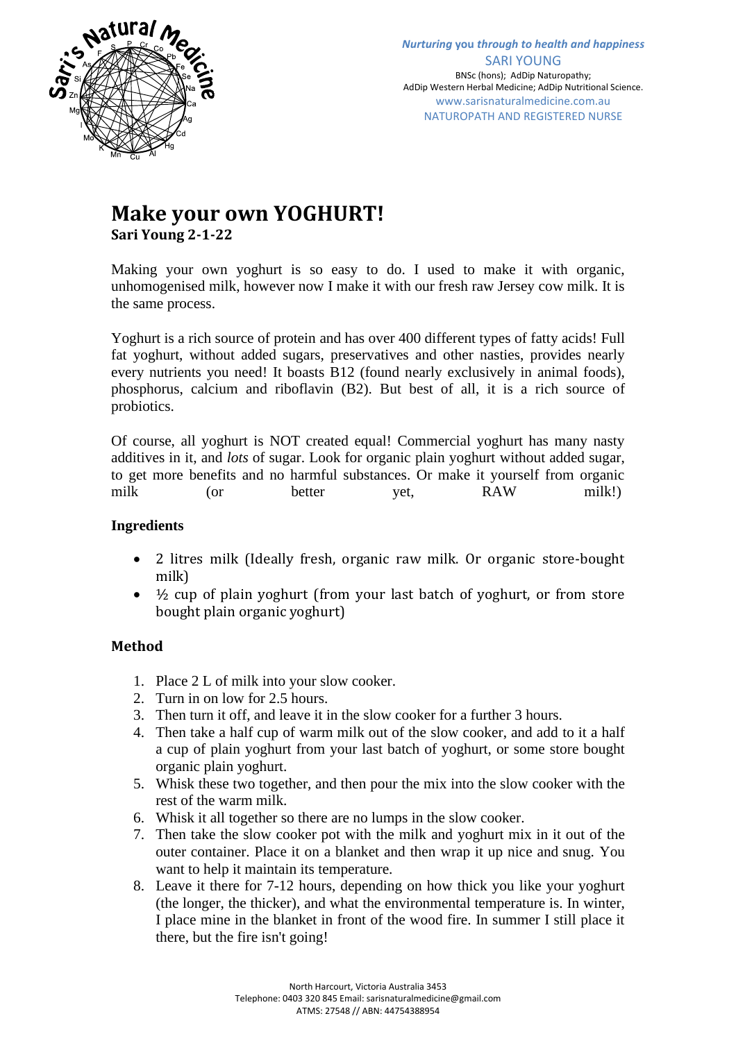Nurturing you through to health and happiness

SARI YOUNG

BNSc (hons); AdDip Naturopathy;
AdDip Western Herbal Medicine; AdDip Nutritional Science.
www.sarisnaturalmedicine.com.au
NATUROPATH AND REGISTERED NURSE

# Make your own YOGHURT!

**Sari Young 2-1-22**

Making your own yoghurt is so easy to do. I used to make it with organic, unhomogenised milk, however now I make it with our fresh raw Jersey cow milk. It is the same process.

Yoghurt is a rich source of protein and has over 400 different types of fatty acids! Full fat yoghurt, without added sugars, preservatives and other nasties, provides nearly every nutrients you need! It boasts B12 (found nearly exclusively in animal foods), phosphorus, calcium and riboflavin (B2). But best of all, it is a rich source of probiotics.

Of course, all yoghurt is NOT created equal! Commercial yoghurt has many nasty additives in it, and *lots* of sugar. Look for organic plain yoghurt without added sugar, to get more benefits and no harmful substances. Or make it yourself from organic milk (or better yet, RAW milk!)

### Ingredients

- 2 litres milk (Ideally fresh, organic raw milk. Or organic store-bought milk)
- ½ cup of plain yoghurt (from your last batch of yoghurt, or from store bought plain organic yoghurt)

### Method

1. Place 2 L of milk into your slow cooker.
2. Turn in on low for 2.5 hours.
3. Then turn it off, and leave it in the slow cooker for a further 3 hours.
4. Then take a half cup of warm milk out of the slow cooker, and add to it a half a cup of plain yoghurt from your last batch of yoghurt, or some store bought organic plain yoghurt.
5. Whisk these two together, and then pour the mix into the slow cooker with the rest of the warm milk.
6. Whisk it all together so there are no lumps in the slow cooker.
7. Then take the slow cooker pot with the milk and yoghurt mix in it out of the outer container. Place it on a blanket and then wrap it up nice and snug. You want to help it maintain its temperature.
8. Leave it there for 7-12 hours, depending on how thick you like your yoghurt (the longer, the thicker), and what the environmental temperature is. In winter, I place mine in the blanket in front of the wood fire. In summer I still place it there, but the fire isn't going!

North Harcourt, Victoria Australia 3453
Telephone: 0403 320 845 Email: sarisnaturalmedicine@gmail.com
ATMS: 27548 // ABN: 44754388954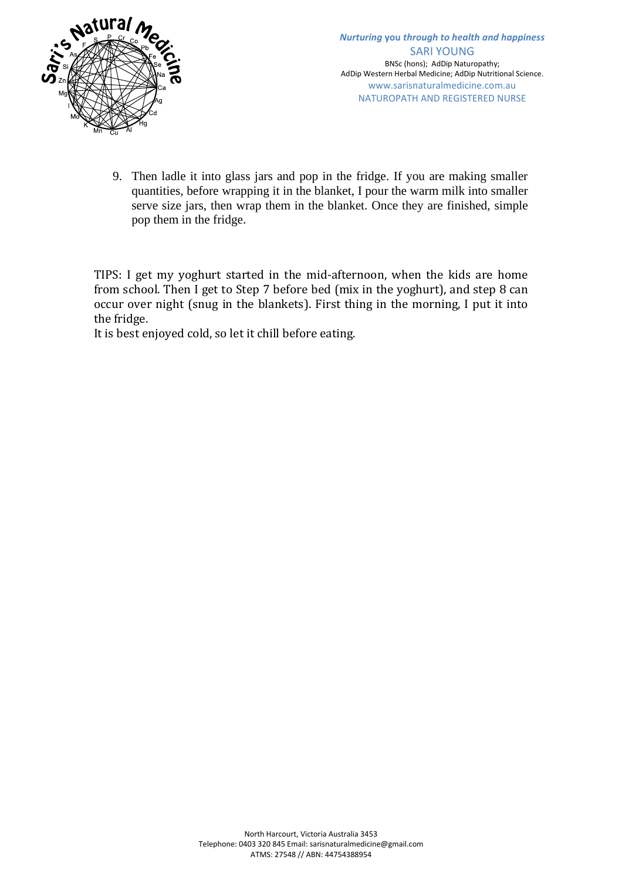9. Then ladle it into glass jars and pop in the fridge. If you are making smaller quantities, before wrapping it in the blanket, I pour the warm milk into smaller serve size jars, then wrap them in the blanket. Once they are finished, simple pop them in the fridge.

TIPS: I get my yoghurt started in the mid-afternoon, when the kids are home from school. Then I get to Step 7 before bed (mix in the yoghurt), and step 8 can occur over night (snug in the blankets). First thing in the morning, I put it into the fridge.

It is best enjoyed cold, so let it chill before eating.